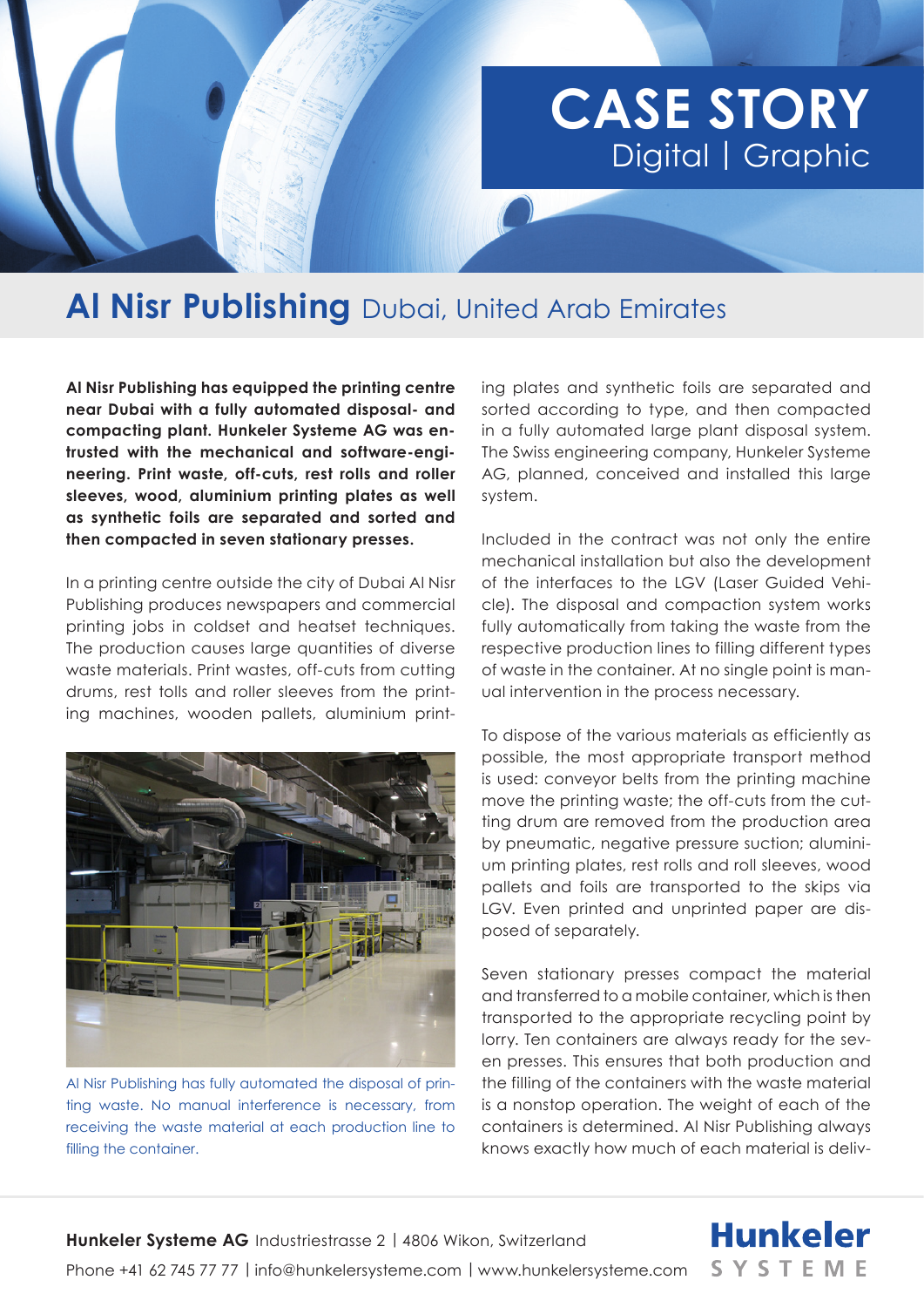# CASE STORY
Digital | Graphic

## Al Nisr Publishing Dubai, United Arab Emirates

**Al Nisr Publishing has equipped the printing centre near Dubai with a fully automated disposal- and compacting plant. Hunkeler Systeme AG was entrusted with the mechanical and software-engineering. Print waste, off-cuts, rest rolls and roller sleeves, wood, aluminium printing plates as well as synthetic foils are separated and sorted and then compacted in seven stationary presses.**

In a printing centre outside the city of Dubai Al Nisr Publishing produces newspapers and commercial printing jobs in coldset and heatset techniques. The production causes large quantities of diverse waste materials. Print wastes, off-cuts from cutting drums, rest tolls and roller sleeves from the printing machines, wooden pallets, aluminium printing plates and synthetic foils are separated and sorted according to type, and then compacted in a fully automated large plant disposal system. The Swiss engineering company, Hunkeler Systeme AG, planned, conceived and installed this large system.

Al Nisr Publishing has fully automated the disposal of printing waste. No manual interference is necessary, from receiving the waste material at each production line to filling the container.

Included in the contract was not only the entire mechanical installation but also the development of the interfaces to the LGV (Laser Guided Vehicle). The disposal and compaction system works fully automatically from taking the waste from the respective production lines to filling different types of waste in the container. At no single point is manual intervention in the process necessary.

To dispose of the various materials as efficiently as possible, the most appropriate transport method is used: conveyor belts from the printing machine move the printing waste; the off-cuts from the cutting drum are removed from the production area by pneumatic, negative pressure suction; aluminium printing plates, rest rolls and roll sleeves, wood pallets and foils are transported to the skips via LGV. Even printed and unprinted paper are disposed of separately.

Seven stationary presses compact the material and transferred to a mobile container, which is then transported to the appropriate recycling point by lorry. Ten containers are always ready for the seven presses. This ensures that both production and the filling of the containers with the waste material is a nonstop operation. The weight of each of the containers is determined. Al Nisr Publishing always knows exactly how much of each material is deliv-

**Hunkeler Systeme AG** Industriestrasse 2 | 4806 Wikon, Switzerland
Phone +41 62 745 77 77 | info@hunkelersysteme.com | www.hunkelersysteme.com

Hunkeler SYSTEME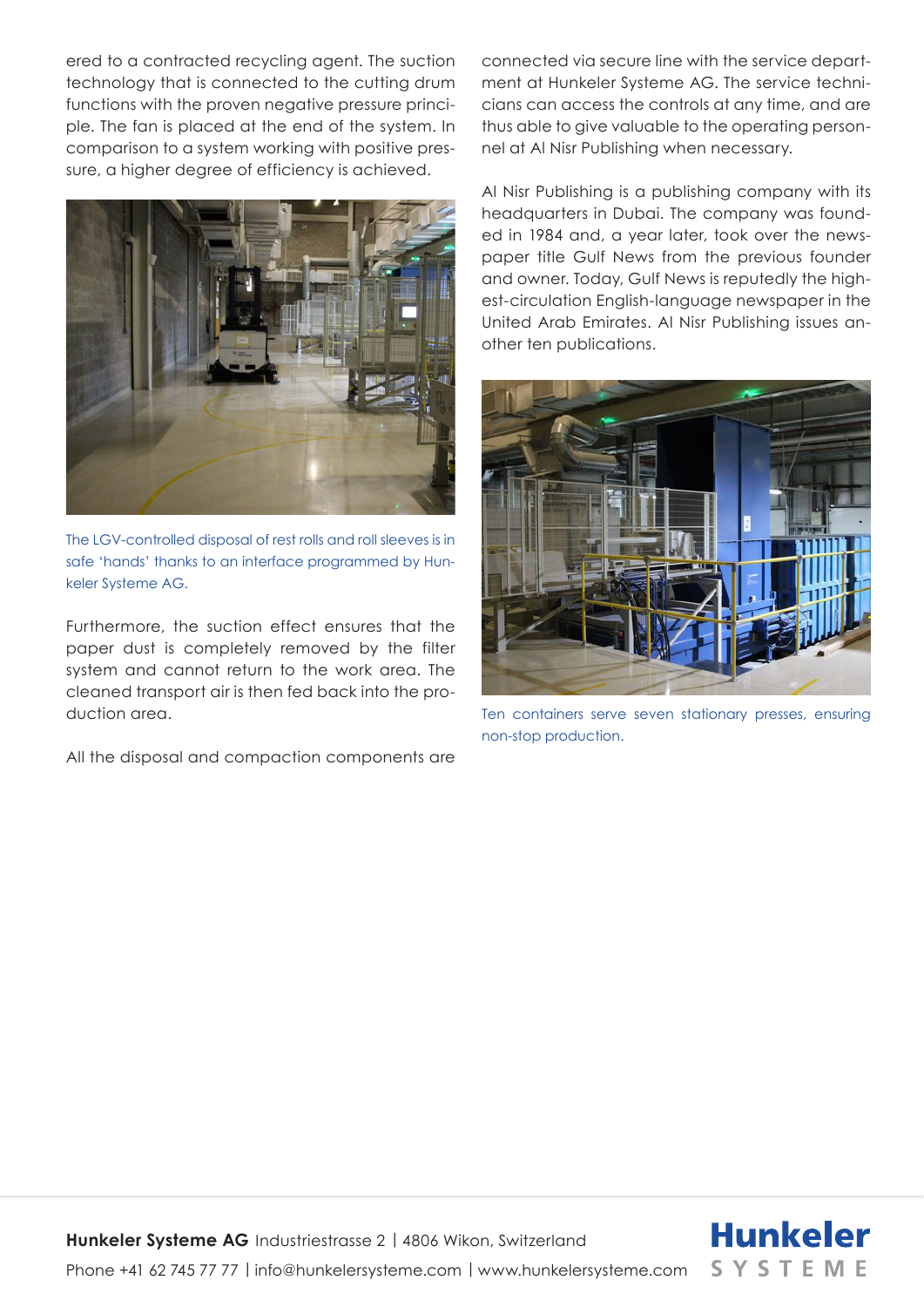ered to a contracted recycling agent. The suction technology that is connected to the cutting drum functions with the proven negative pressure principle. The fan is placed at the end of the system. In comparison to a system working with positive pressure, a higher degree of efficiency is achieved.

The LGV-controlled disposal of rest rolls and roll sleeves is in safe 'hands' thanks to an interface programmed by Hunkeler Systeme AG.

Furthermore, the suction effect ensures that the paper dust is completely removed by the filter system and cannot return to the work area. The cleaned transport air is then fed back into the production area.

All the disposal and compaction components are connected via secure line with the service department at Hunkeler Systeme AG. The service technicians can access the controls at any time, and are thus able to give valuable to the operating personnel at Al Nisr Publishing when necessary.

Al Nisr Publishing is a publishing company with its headquarters in Dubai. The company was founded in 1984 and, a year later, took over the newspaper title Gulf News from the previous founder and owner. Today, Gulf News is reputedly the highest-circulation English-language newspaper in the United Arab Emirates. Al Nisr Publishing issues another ten publications.

Ten containers serve seven stationary presses, ensuring non-stop production.

**Hunkeler Systeme AG** Industriestrasse 2 | 4806 Wikon, Switzerland
Phone +41 62 745 77 77 | info@hunkelersysteme.com | www.hunkelersysteme.com